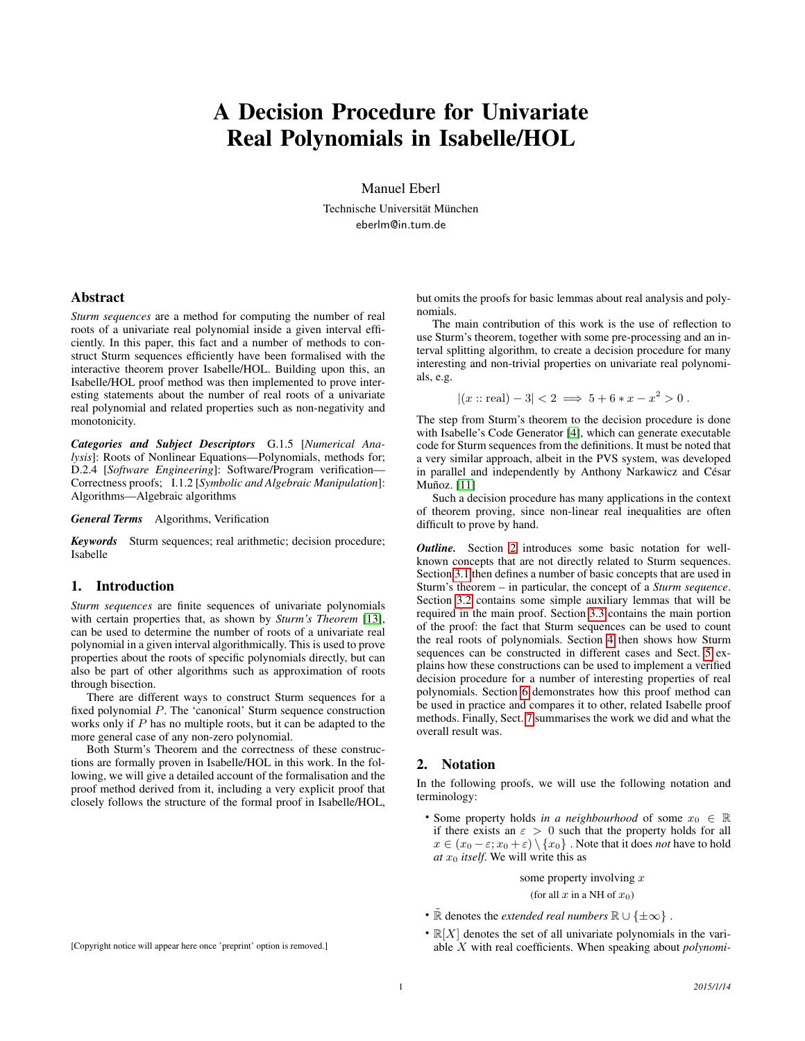# A Decision Procedure for Univariate Real Polynomials in Isabelle/HOL

Manuel Eberl

Technische Universität München

eberlm@in.tum.de

## Abstract

*Sturm sequences* are a method for computing the number of real roots of a univariate real polynomial inside a given interval efficiently. In this paper, this fact and a number of methods to construct Sturm sequences efficiently have been formalised with the interactive theorem prover Isabelle/HOL. Building upon this, an Isabelle/HOL proof method was then implemented to prove interesting statements about the number of real roots of a univariate real polynomial and related properties such as non-negativity and monotonicity.

***Categories and Subject Descriptors*** G.1.5 [*Numerical Analysis*]: Roots of Nonlinear Equations—Polynomials, methods for; D.2.4 [*Software Engineering*]: Software/Program verification—Correctness proofs; I.1.2 [*Symbolic and Algebraic Manipulation*]: Algorithms—Algebraic algorithms

***General Terms*** Algorithms, Verification

***Keywords*** Sturm sequences; real arithmetic; decision procedure; Isabelle

## 1. Introduction

*Sturm sequences* are finite sequences of univariate polynomials with certain properties that, as shown by *Sturm's Theorem* [13], can be used to determine the number of roots of a univariate real polynomial in a given interval algorithmically. This is used to prove properties about the roots of specific polynomials directly, but can also be part of other algorithms such as approximation of roots through bisection.

There are different ways to construct Sturm sequences for a fixed polynomial $P$. The 'canonical' Sturm sequence construction works only if $P$ has no multiple roots, but it can be adapted to the more general case of any non-zero polynomial.

Both Sturm's Theorem and the correctness of these constructions are formally proven in Isabelle/HOL in this work. In the following, we will give a detailed account of the formalisation and the proof method derived from it, including a very explicit proof that closely follows the structure of the formal proof in Isabelle/HOL, but omits the proofs for basic lemmas about real analysis and polynomials.

The main contribution of this work is the use of reflection to use Sturm's theorem, together with some pre-processing and an interval splitting algorithm, to create a decision procedure for many interesting and non-trivial properties on univariate real polynomials, e.g.

$$|(x :: \text{real}) - 3| < 2 \implies 5 + 6 * x - x^2 > 0 \, .$$

The step from Sturm's theorem to the decision procedure is done with Isabelle's Code Generator [4], which can generate executable code for Sturm sequences from the definitions. It must be noted that a very similar approach, albeit in the PVS system, was developed in parallel and independently by Anthony Narkawicz and César Muñoz. [11]

Such a decision procedure has many applications in the context of theorem proving, since non-linear real inequalities are often difficult to prove by hand.

***Outline.*** Section 2 introduces some basic notation for well-known concepts that are not directly related to Sturm sequences. Section 3.1 then defines a number of basic concepts that are used in Sturm's theorem – in particular, the concept of a *Sturm sequence*. Section 3.2 contains some simple auxiliary lemmas that will be required in the main proof. Section 3.3 contains the main portion of the proof: the fact that Sturm sequences can be used to count the real roots of polynomials. Section 4 then shows how Sturm sequences can be constructed in different cases and Sect. 5 explains how these constructions can be used to implement a verified decision procedure for a number of interesting properties of real polynomials. Section 6 demonstrates how this proof method can be used in practice and compares it to other, related Isabelle proof methods. Finally, Sect. 7 summarises the work we did and what the overall result was.

## 2. Notation

In the following proofs, we will use the following notation and terminology:

- Some property holds *in a neighbourhood* of some $x_0 \in \mathbb{R}$ if there exists an $\varepsilon > 0$ such that the property holds for all $x \in (x_0 - \varepsilon; x_0 + \varepsilon) \setminus \{x_0\}$ . Note that it does *not* have to hold *at $x_0$ itself*. We will write this as

$$\text{some property involving } x$$
$$\text{(for all } x \text{ in a NH of } x_0)$$

- $\bar{\mathbb{R}}$ denotes the *extended real numbers* $\mathbb{R} \cup \{\pm\infty\}$ .
- $\mathbb{R}[X]$ denotes the set of all univariate polynomials in the variable $X$ with real coefficients. When speaking about *polynomi-*

[Copyright notice will appear here once 'preprint' option is removed.]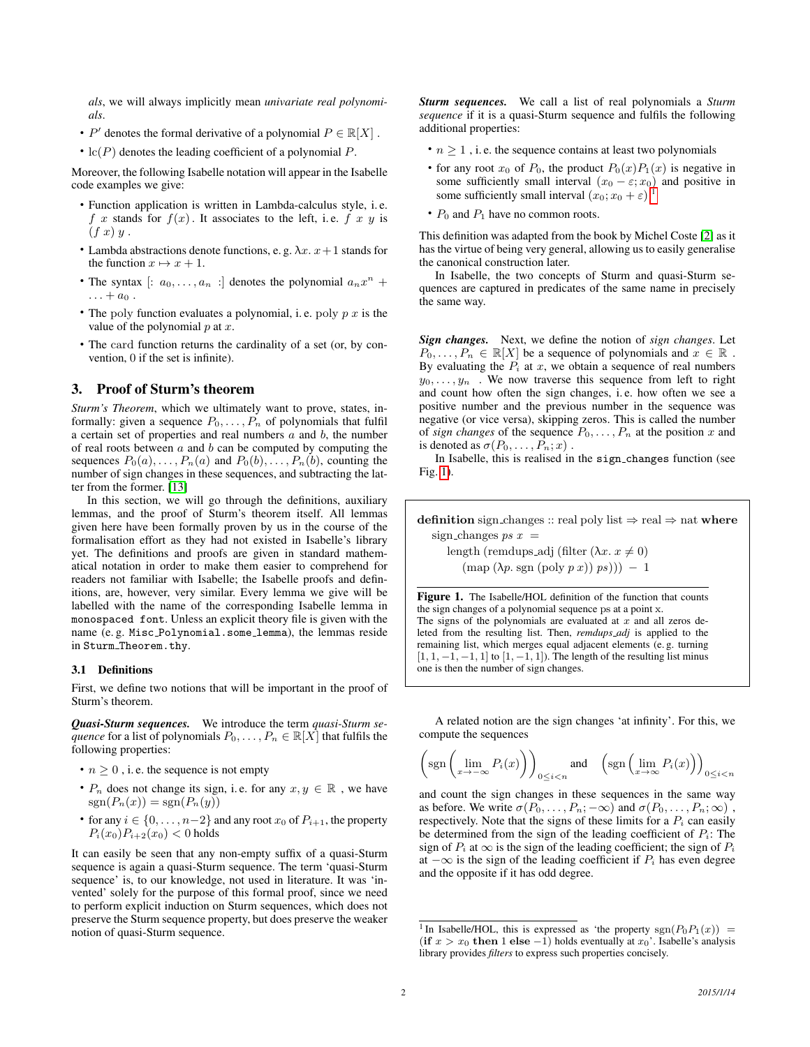*als*, we will always implicitly mean *univariate real polynomials*.

- $P'$ denotes the formal derivative of a polynomial $P \in \mathbb{R}[X]$ .
- $\mathrm{lc}(P)$ denotes the leading coefficient of a polynomial $P$.

Moreover, the following Isabelle notation will appear in the Isabelle code examples we give:

- Function application is written in Lambda-calculus style, i. e. $f\ x$ stands for $f(x)$ . It associates to the left, i. e. $f\ x\ y$ is $(f\ x)\ y$ .
- Lambda abstractions denote functions, e. g. $\lambda x.\ x+1$ stands for the function $x \mapsto x+1$.
- The syntax [: $a_0, \ldots, a_n$ :] denotes the polynomial $a_n x^n + \ldots + a_0$ .
- The poly function evaluates a polynomial, i. e. poly $p\ x$ is the value of the polynomial $p$ at $x$.
- The card function returns the cardinality of a set (or, by convention, 0 if the set is infinite).

## 3. Proof of Sturm's theorem

*Sturm's Theorem*, which we ultimately want to prove, states, informally: given a sequence $P_0, \ldots, P_n$ of polynomials that fulfil a certain set of properties and real numbers $a$ and $b$, the number of real roots between $a$ and $b$ can be computed by computing the sequences $P_0(a), \ldots, P_n(a)$ and $P_0(b), \ldots, P_n(b)$, counting the number of sign changes in these sequences, and subtracting the latter from the former. [13]

In this section, we will go through the definitions, auxiliary lemmas, and the proof of Sturm's theorem itself. All lemmas given here have been formally proven by us in the course of the formalisation effort as they had not existed in Isabelle's library yet. The definitions and proofs are given in standard mathematical notation in order to make them easier to comprehend for readers not familiar with Isabelle; the Isabelle proofs and definitions, are, however, very similar. Every lemma we give will be labelled with the name of the corresponding Isabelle lemma in `monospaced font`. Unless an explicit theory file is given with the name (e. g. `Misc_Polynomial.some_lemma`), the lemmas reside in `Sturm_Theorem.thy`.

### 3.1 Definitions

First, we define two notions that will be important in the proof of Sturm's theorem.

***Quasi-Sturm sequences.*** We introduce the term *quasi-Sturm sequence* for a list of polynomials $P_0, \ldots, P_n \in \mathbb{R}[X]$ that fulfils the following properties:

- $n \geq 0$ , i. e. the sequence is not empty
- $P_n$ does not change its sign, i. e. for any $x, y \in \mathbb{R}$ , we have $\mathrm{sgn}(P_n(x)) = \mathrm{sgn}(P_n(y))$
- for any $i \in \{0, \ldots, n-2\}$ and any root $x_0$ of $P_{i+1}$, the property $P_i(x_0)P_{i+2}(x_0) < 0$ holds

It can easily be seen that any non-empty suffix of a quasi-Sturm sequence is again a quasi-Sturm sequence. The term 'quasi-Sturm sequence' is, to our knowledge, not used in literature. It was 'invented' solely for the purpose of this formal proof, since we need to perform explicit induction on Sturm sequences, which does not preserve the Sturm sequence property, but does preserve the weaker notion of quasi-Sturm sequence.

***Sturm sequences.*** We call a list of real polynomials a *Sturm sequence* if it is a quasi-Sturm sequence and fulfils the following additional properties:

- $n \geq 1$ , i. e. the sequence contains at least two polynomials
- for any root $x_0$ of $P_0$, the product $P_0(x)P_1(x)$ is negative in some sufficiently small interval $(x_0 - \varepsilon; x_0)$ and positive in some sufficiently small interval $(x_0; x_0 + \varepsilon)$ [1]
- $P_0$ and $P_1$ have no common roots.

This definition was adapted from the book by Michel Coste [2] as it has the virtue of being very general, allowing us to easily generalise the canonical construction later.

In Isabelle, the two concepts of Sturm and quasi-Sturm sequences are captured in predicates of the same name in precisely the same way.

***Sign changes.*** Next, we define the notion of *sign changes*. Let $P_0, \ldots, P_n \in \mathbb{R}[X]$ be a sequence of polynomials and $x \in \mathbb{R}$ . By evaluating the $P_i$ at $x$, we obtain a sequence of real numbers $y_0, \ldots, y_n$ . We now traverse this sequence from left to right and count how often the sign changes, i. e. how often we see a positive number and the previous number in the sequence was negative (or vice versa), skipping zeros. This is called the number of *sign changes* of the sequence $P_0, \ldots, P_n$ at the position $x$ and is denoted as $\sigma(P_0, \ldots, P_n; x)$ .

In Isabelle, this is realised in the `sign_changes` function (see Fig. 1).

```
definition sign_changes :: real poly list ⇒ real ⇒ nat where
  sign_changes ps x  =
     length (remdups_adj (filter (λx. x ≠ 0)
         (map (λp. sgn (poly p x)) ps))) − 1
```

**Figure 1.** The Isabelle/HOL definition of the function that counts the sign changes of a polynomial sequence ps at a point x.
The signs of the polynomials are evaluated at $x$ and all zeros deleted from the resulting list. Then, *remdups_adj* is applied to the remaining list, which merges equal adjacent elements (e. g. turning $[1, 1, -1, -1, 1]$ to $[1, -1, 1]$). The length of the resulting list minus one is then the number of sign changes.

A related notion are the sign changes 'at infinity'. For this, we compute the sequences

$$\left(\mathrm{sgn}\left(\lim_{x\to-\infty} P_i(x)\right)\right)_{0\leq i<n} \quad \text{and} \quad \left(\mathrm{sgn}\left(\lim_{x\to\infty} P_i(x)\right)\right)_{0\leq i<n}$$

and count the sign changes in these sequences in the same way as before. We write $\sigma(P_0, \ldots, P_n; -\infty)$ and $\sigma(P_0, \ldots, P_n; \infty)$ , respectively. Note that the signs of these limits for a $P_i$ can easily be determined from the sign of the leading coefficient of $P_i$: The sign of $P_i$ at $\infty$ is the sign of the leading coefficient; the sign of $P_i$ at $-\infty$ is the sign of the leading coefficient if $P_i$ has even degree and the opposite if it has odd degree.

[1] In Isabelle/HOL, this is expressed as 'the property $\mathrm{sgn}(P_0 P_1(x)) =$ (**if** $x > x_0$ **then** 1 **else** $-1$) holds eventually at $x_0$'. Isabelle's analysis library provides *filters* to express such properties concisely.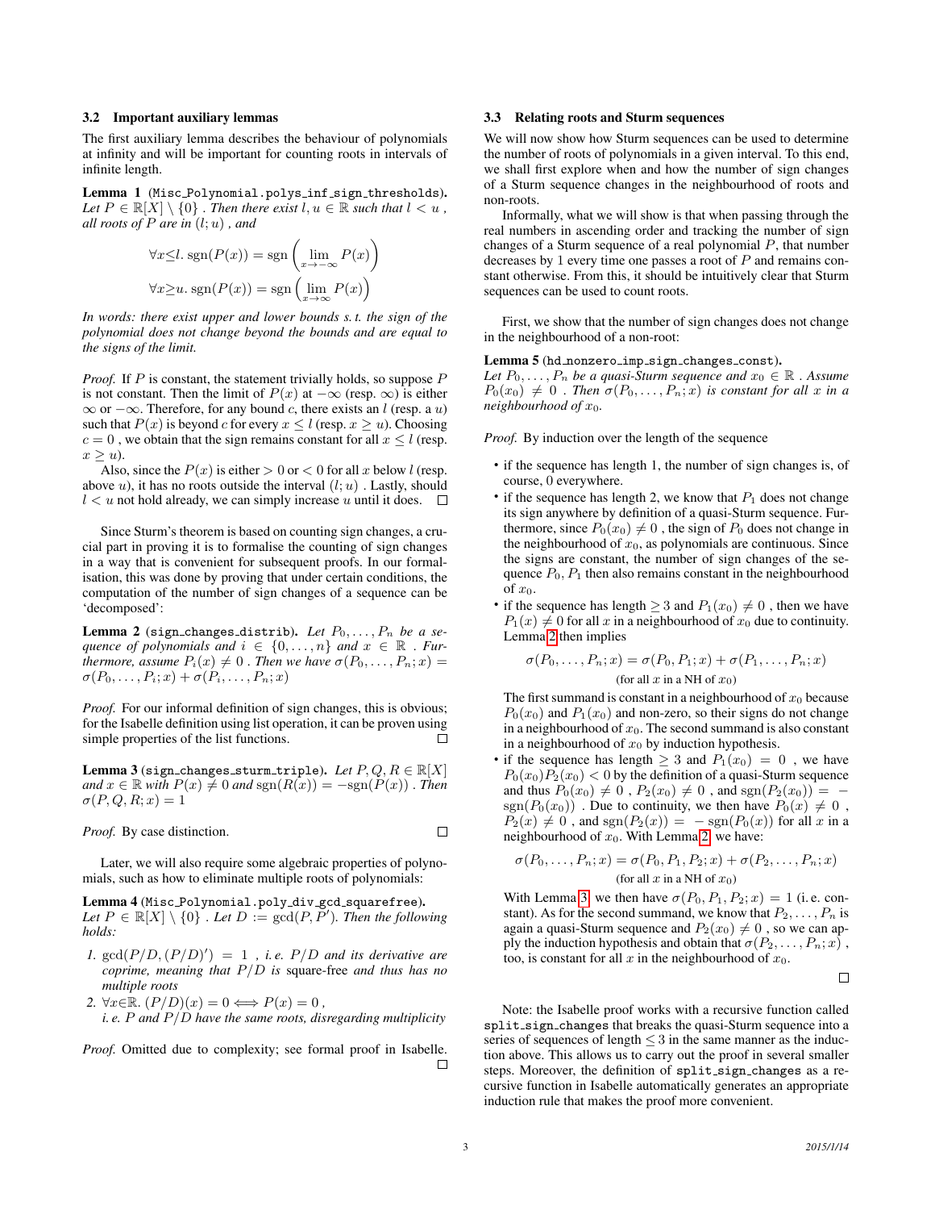### 3.2 Important auxiliary lemmas

The first auxiliary lemma describes the behaviour of polynomials at infinity and will be important for counting roots in intervals of infinite length.

**Lemma 1** (Misc_Polynomial.polys_inf_sign_thresholds). *Let $P \in \mathbb{R}[X] \setminus \{0\}$ . Then there exist $l, u \in \mathbb{R}$ such that $l < u$ , all roots of $P$ are in $(l; u)$ , and*

$$\forall x{\le}l.\ \operatorname{sgn}(P(x)) = \operatorname{sgn}\left(\lim_{x\to-\infty} P(x)\right)$$
$$\forall x{\ge}u.\ \operatorname{sgn}(P(x)) = \operatorname{sgn}\left(\lim_{x\to\infty} P(x)\right)$$

*In words: there exist upper and lower bounds s. t. the sign of the polynomial does not change beyond the bounds and are equal to the signs of the limit.*

*Proof.* If $P$ is constant, the statement trivially holds, so suppose $P$ is not constant. Then the limit of $P(x)$ at $-\infty$ (resp. $\infty$) is either $\infty$ or $-\infty$. Therefore, for any bound $c$, there exists an $l$ (resp. a $u$) such that $P(x)$ is beyond $c$ for every $x \le l$ (resp. $x \ge u$). Choosing $c = 0$ , we obtain that the sign remains constant for all $x \le l$ (resp. $x \ge u$).

Also, since the $P(x)$ is either $> 0$ or $< 0$ for all $x$ below $l$ (resp. above $u$), it has no roots outside the interval $(l; u)$ . Lastly, should $l < u$ not hold already, we can simply increase $u$ until it does. □

Since Sturm's theorem is based on counting sign changes, a crucial part in proving it is to formalise the counting of sign changes in a way that is convenient for subsequent proofs. In our formalisation, this was done by proving that under certain conditions, the computation of the number of sign changes of a sequence can be 'decomposed':

**Lemma 2** (sign_changes_distrib). *Let $P_0, \ldots, P_n$ be a sequence of polynomials and $i \in \{0, \ldots, n\}$ and $x \in \mathbb{R}$ . Furthermore, assume $P_i(x) \neq 0$ . Then we have $\sigma(P_0, \ldots, P_n; x) = \sigma(P_0, \ldots, P_i; x) + \sigma(P_i, \ldots, P_n; x)$*

*Proof.* For our informal definition of sign changes, this is obvious; for the Isabelle definition using list operation, it can be proven using simple properties of the list functions. □

**Lemma 3** (sign_changes_sturm_triple). *Let $P, Q, R \in \mathbb{R}[X]$ and $x \in \mathbb{R}$ with $P(x) \neq 0$ and $\operatorname{sgn}(R(x)) = -\operatorname{sgn}(P(x))$ . Then $\sigma(P, Q, R; x) = 1$*

*Proof.* By case distinction. □

Later, we will also require some algebraic properties of polynomials, such as how to eliminate multiple roots of polynomials:

**Lemma 4** (Misc_Polynomial.poly_div_gcd_squarefree). *Let $P \in \mathbb{R}[X] \setminus \{0\}$ . Let $D := \gcd(P, P')$. Then the following holds:*

1. *$\gcd(P/D, (P/D)') = 1$ , i. e. $P/D$ and its derivative are coprime, meaning that $P/D$ is* square-free *and thus has no multiple roots*
2. *$\forall x{\in}\mathbb{R}.\ (P/D)(x) = 0 \Longleftrightarrow P(x) = 0$ , i. e. $P$ and $P/D$ have the same roots, disregarding multiplicity*

*Proof.* Omitted due to complexity; see formal proof in Isabelle. □

### 3.3 Relating roots and Sturm sequences

We will now show how Sturm sequences can be used to determine the number of roots of polynomials in a given interval. To this end, we shall first explore when and how the number of sign changes of a Sturm sequence changes in the neighbourhood of roots and non-roots.

Informally, what we will show is that when passing through the real numbers in ascending order and tracking the number of sign changes of a Sturm sequence of a real polynomial $P$, that number decreases by 1 every time one passes a root of $P$ and remains constant otherwise. From this, it should be intuitively clear that Sturm sequences can be used to count roots.

First, we show that the number of sign changes does not change in the neighbourhood of a non-root:

**Lemma 5** (hd_nonzero_imp_sign_changes_const). *Let $P_0, \ldots, P_n$ be a quasi-Sturm sequence and $x_0 \in \mathbb{R}$ . Assume $P_0(x_0) \neq 0$ . Then $\sigma(P_0, \ldots, P_n; x)$ is constant for all $x$ in a neighbourhood of $x_0$.*

*Proof.* By induction over the length of the sequence

- if the sequence has length 1, the number of sign changes is, of course, 0 everywhere.
- if the sequence has length 2, we know that $P_1$ does not change its sign anywhere by definition of a quasi-Sturm sequence. Furthermore, since $P_0(x_0) \neq 0$ , the sign of $P_0$ does not change in the neighbourhood of $x_0$, as polynomials are continuous. Since the signs are constant, the number of sign changes of the sequence $P_0, P_1$ then also remains constant in the neighbourhood of $x_0$.
- if the sequence has length $\geq 3$ and $P_1(x_0) \neq 0$ , then we have $P_1(x) \neq 0$ for all $x$ in a neighbourhood of $x_0$ due to continuity. Lemma 2 then implies

$$\sigma(P_0, \ldots, P_n; x) = \sigma(P_0, P_1; x) + \sigma(P_1, \ldots, P_n; x)$$
$$\text{(for all } x \text{ in a NH of } x_0\text{)}$$

  The first summand is constant in a neighbourhood of $x_0$ because $P_0(x_0)$ and $P_1(x_0)$ and non-zero, so their signs do not change in a neighbourhood of $x_0$. The second summand is also constant in a neighbourhood of $x_0$ by induction hypothesis.
- if the sequence has length $\geq 3$ and $P_1(x_0) = 0$ , we have $P_0(x_0)P_2(x_0) < 0$ by the definition of a quasi-Sturm sequence and thus $P_0(x_0) \neq 0$ , $P_2(x_0) \neq 0$ , and $\operatorname{sgn}(P_2(x_0)) = -\operatorname{sgn}(P_0(x_0))$ . Due to continuity, we then have $P_0(x) \neq 0$ , $P_2(x) \neq 0$ , and $\operatorname{sgn}(P_2(x)) = -\operatorname{sgn}(P_0(x))$ for all $x$ in a neighbourhood of $x_0$. With Lemma 2, we have:

$$\sigma(P_0, \ldots, P_n; x) = \sigma(P_0, P_1, P_2; x) + \sigma(P_2, \ldots, P_n; x)$$
$$\text{(for all } x \text{ in a NH of } x_0\text{)}$$

  With Lemma 3, we then have $\sigma(P_0, P_1, P_2; x) = 1$ (i. e. constant). As for the second summand, we know that $P_2, \ldots, P_n$ is again a quasi-Sturm sequence and $P_2(x_0) \neq 0$ , so we can apply the induction hypothesis and obtain that $\sigma(P_2, \ldots, P_n; x)$ , too, is constant for all $x$ in the neighbourhood of $x_0$.

□

Note: the Isabelle proof works with a recursive function called `split_sign_changes` that breaks the quasi-Sturm sequence into a series of sequences of length $\leq 3$ in the same manner as the induction above. This allows us to carry out the proof in several smaller steps. Moreover, the definition of `split_sign_changes` as a recursive function in Isabelle automatically generates an appropriate induction rule that makes the proof more convenient.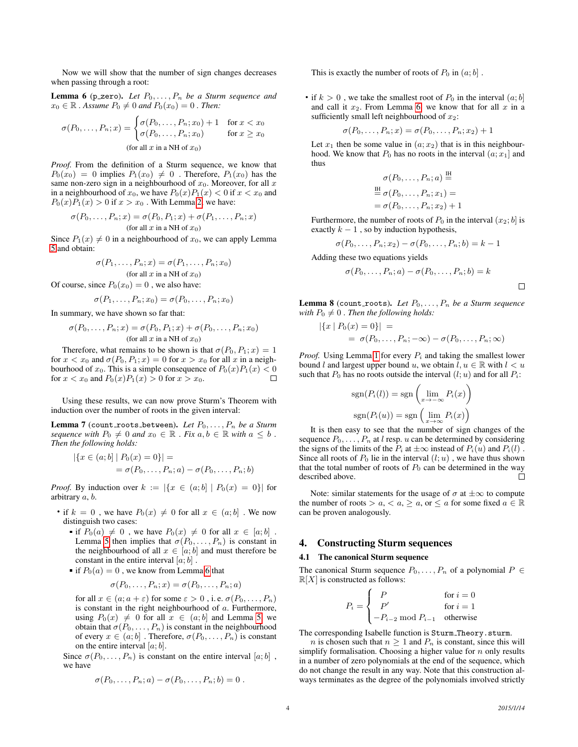Now we will show that the number of sign changes decreases when passing through a root:

**Lemma 6** (`p_zero`). *Let $P_0, \ldots, P_n$ be a Sturm sequence and $x_0 \in \mathbb{R}$. Assume $P_0 \neq 0$ and $P_0(x_0) = 0$. Then:*

$$\sigma(P_0, \ldots, P_n; x) = \begin{cases} \sigma(P_0, \ldots, P_n; x_0) + 1 & \text{for } x < x_0 \\ \sigma(P_0, \ldots, P_n; x_0) & \text{for } x \geq x_0 \end{cases}$$
$$\text{(for all } x \text{ in a NH of } x_0)$$

*Proof.* From the definition of a Sturm sequence, we know that $P_0(x_0) = 0$ implies $P_1(x_0) \neq 0$. Therefore, $P_1(x_0)$ has the same non-zero sign in a neighbourhood of $x_0$. Moreover, for all $x$ in a neighbourhood of $x_0$, we have $P_0(x)P_1(x) < 0$ if $x < x_0$ and $P_0(x)P_1(x) > 0$ if $x > x_0$. With Lemma 2, we have:

$$\sigma(P_0, \ldots, P_n; x) = \sigma(P_0, P_1; x) + \sigma(P_1, \ldots, P_n; x)$$
$$\text{(for all } x \text{ in a NH of } x_0)$$

Since $P_1(x) \neq 0$ in a neighbourhood of $x_0$, we can apply Lemma 5 and obtain:

$$\sigma(P_1, \ldots, P_n; x) = \sigma(P_1, \ldots, P_n; x_0)$$
$$\text{(for all } x \text{ in a NH of } x_0)$$

Of course, since $P_0(x_0) = 0$, we also have:

$$\sigma(P_1, \ldots, P_n; x_0) = \sigma(P_0, \ldots, P_n; x_0)$$

In summary, we have shown so far that:

$$\sigma(P_0, \ldots, P_n; x) = \sigma(P_0, P_1; x) + \sigma(P_0, \ldots, P_n; x_0)$$
$$\text{(for all } x \text{ in a NH of } x_0)$$

Therefore, what remains to be shown is that $\sigma(P_0, P_1; x) = 1$ for $x < x_0$ and $\sigma(P_0, P_1; x) = 0$ for $x > x_0$ for all $x$ in a neighbourhood of $x_0$. This is a simple consequence of $P_0(x)P_1(x) < 0$ for $x < x_0$ and $P_0(x)P_1(x) > 0$ for $x > x_0$. □

Using these results, we can now prove Sturm's Theorem with induction over the number of roots in the given interval:

**Lemma 7** (`count_roots_between`). *Let $P_0, \ldots, P_n$ be a Sturm sequence with $P_0 \neq 0$ and $x_0 \in \mathbb{R}$. Fix $a, b \in \mathbb{R}$ with $a \leq b$. Then the following holds:*

$$\begin{aligned} &|\{x \in (a; b] \mid P_0(x) = 0\}| = \\ &= \sigma(P_0, \ldots, P_n; a) - \sigma(P_0, \ldots, P_n; b) \end{aligned}$$

*Proof.* By induction over $k := |\{x \in (a; b] \mid P_0(x) = 0\}|$ for arbitrary $a, b$.

- if $k = 0$, we have $P_0(x) \neq 0$ for all $x \in (a; b]$. We now distinguish two cases:
  - if $P_0(a) \neq 0$, we have $P_0(x) \neq 0$ for all $x \in [a; b]$. Lemma 5 then implies that $\sigma(P_0, \ldots, P_n)$ is constant in the neighbourhood of all $x \in [a; b]$ and must therefore be constant in the entire interval $[a; b]$.
  - if $P_0(a) = 0$, we know from Lemma 6 that
  $$\sigma(P_0, \ldots, P_n; x) = \sigma(P_0, \ldots, P_n; a)$$
  for all $x \in (a; a + \varepsilon)$ for some $\varepsilon > 0$, i. e. $\sigma(P_0, \ldots, P_n)$ is constant in the right neighbourhood of $a$. Furthermore, using $P_0(x) \neq 0$ for all $x \in (a; b]$ and Lemma 5, we obtain that $\sigma(P_0, \ldots, P_n)$ is constant in the neighbourhood of every $x \in (a; b]$. Therefore, $\sigma(P_0, \ldots, P_n)$ is constant on the entire interval $[a; b]$.

  Since $\sigma(P_0, \ldots, P_n)$ is constant on the entire interval $[a; b]$, we have
  $$\sigma(P_0, \ldots, P_n; a) - \sigma(P_0, \ldots, P_n; b) = 0 .$$
  This is exactly the number of roots of $P_0$ in $(a; b]$.

- if $k > 0$, we take the smallest root of $P_0$ in the interval $(a; b]$ and call it $x_2$. From Lemma 6, we know that for all $x$ in a sufficiently small left neighbourhood of $x_2$:
  $$\sigma(P_0, \ldots, P_n; x) = \sigma(P_0, \ldots, P_n; x_2) + 1$$
  Let $x_1$ then be some value in $(a; x_2)$ that is in this neighbourhood. We know that $P_0$ has no roots in the interval $(a; x_1]$ and thus
  $$\begin{aligned} &\sigma(P_0, \ldots, P_n; a) \overset{\text{IH}}{=} \\ &\overset{\text{IH}}{=} \sigma(P_0, \ldots, P_n; x_1) = \\ &= \sigma(P_0, \ldots, P_n; x_2) + 1 \end{aligned}$$
  Furthermore, the number of roots of $P_0$ in the interval $(x_2; b]$ is exactly $k - 1$, so by induction hypothesis,
  $$\sigma(P_0, \ldots, P_n; x_2) - \sigma(P_0, \ldots, P_n; b) = k - 1$$
  Adding these two equations yields
  $$\sigma(P_0, \ldots, P_n; a) - \sigma(P_0, \ldots, P_n; b) = k$$

□

**Lemma 8** (`count_roots`). *Let $P_0, \ldots, P_n$ be a Sturm sequence with $P_0 \neq 0$. Then the following holds:*

$$\begin{aligned} &|\{x \mid P_0(x) = 0\}| = \\ &= \sigma(P_0, \ldots, P_n; -\infty) - \sigma(P_0, \ldots, P_n; \infty) \end{aligned}$$

*Proof.* Using Lemma 1 for every $P_i$ and taking the smallest lower bound $l$ and largest upper bound $u$, we obtain $l, u \in \mathbb{R}$ with $l < u$ such that $P_0$ has no roots outside the interval $(l; u)$ and for all $P_i$:

$$\operatorname{sgn}(P_i(l)) = \operatorname{sgn}\left(\lim_{x \to -\infty} P_i(x)\right)$$
$$\operatorname{sgn}(P_i(u)) = \operatorname{sgn}\left(\lim_{x \to \infty} P_i(x)\right)$$

It is then easy to see that the number of sign changes of the sequence $P_0, \ldots, P_n$ at $l$ resp. $u$ can be determined by considering the signs of the limits of the $P_i$ at $\pm\infty$ instead of $P_i(u)$ and $P_i(l)$. Since all roots of $P_0$ lie in the interval $(l; u)$, we have thus shown that the total number of roots of $P_0$ can be determined in the way described above. □

Note: similar statements for the usage of $\sigma$ at $\pm\infty$ to compute the number of roots $> a$, $< a$, $\geq a$, or $\leq a$ for some fixed $a \in \mathbb{R}$ can be proven analogously.

## 4. Constructing Sturm sequences

### 4.1 The canonical Sturm sequence

The canonical Sturm sequence $P_0, \ldots, P_n$ of a polynomial $P \in \mathbb{R}[X]$ is constructed as follows:

$$P_i = \begin{cases} P & \text{for } i = 0 \\ P' & \text{for } i = 1 \\ -P_{i-2} \bmod P_{i-1} & \text{otherwise} \end{cases}$$

The corresponding Isabelle function is `Sturm_Theory.sturm`.

$n$ is chosen such that $n \geq 1$ and $P_n$ is constant, since this will simplify formalisation. Choosing a higher value for $n$ only results in a number of zero polynomials at the end of the sequence, which do not change the result in any way. Note that this construction always terminates as the degree of the polynomials involved strictly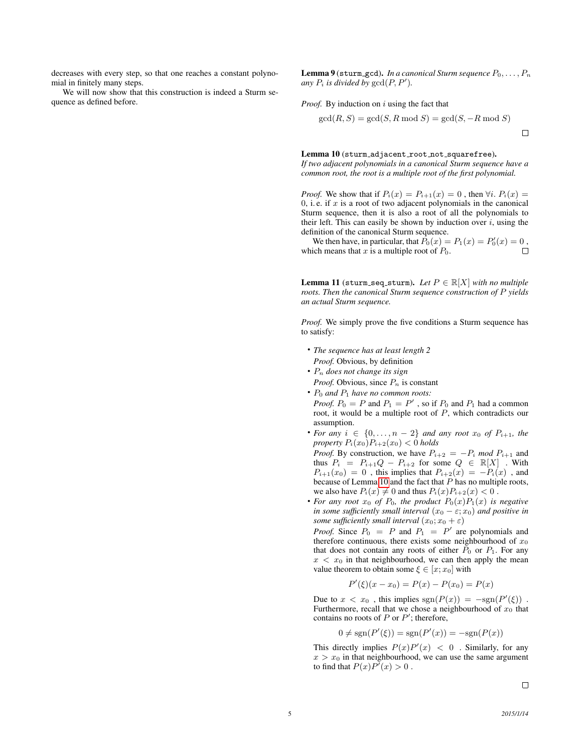decreases with every step, so that one reaches a constant polynomial in finitely many steps.

We will now show that this construction is indeed a Sturm sequence as defined before.

**Lemma 9** (`sturm_gcd`). *In a canonical Sturm sequence $P_0, \ldots, P_n$ any $P_i$ is divided by $\gcd(P, P')$.*

*Proof.* By induction on $i$ using the fact that

$$\gcd(R, S) = \gcd(S, R \bmod S) = \gcd(S, -R \bmod S)$$

□

**Lemma 10** (`sturm_adjacent_root_not_squarefree`). *If two adjacent polynomials in a canonical Sturm sequence have a common root, the root is a multiple root of the first polynomial.*

*Proof.* We show that if $P_i(x) = P_{i+1}(x) = 0$ , then $\forall i.\ P_i(x) = 0$, i. e. if $x$ is a root of two adjacent polynomials in the canonical Sturm sequence, then it is also a root of all the polynomials to their left. This can easily be shown by induction over $i$, using the definition of the canonical Sturm sequence.

We then have, in particular, that $P_0(x) = P_1(x) = P_0'(x) = 0$ , which means that $x$ is a multiple root of $P_0$. □

**Lemma 11** (`sturm_seq_sturm`). *Let $P \in \mathbb{R}[X]$ with no multiple roots. Then the canonical Sturm sequence construction of $P$ yields an actual Sturm sequence.*

*Proof.* We simply prove the five conditions a Sturm sequence has to satisfy:

- *The sequence has at least length 2*
  *Proof.* Obvious, by definition
- *$P_n$ does not change its sign*
  *Proof.* Obvious, since $P_n$ is constant
- *$P_0$ and $P_1$ have no common roots:*
  *Proof.* $P_0 = P$ and $P_1 = P'$ , so if $P_0$ and $P_1$ had a common root, it would be a multiple root of $P$, which contradicts our assumption.
- *For any $i \in \{0, \ldots, n-2\}$ and any root $x_0$ of $P_{i+1}$, the property $P_i(x_0)P_{i+2}(x_0) < 0$ holds*
  *Proof.* By construction, we have $P_{i+2} = -P_i$ *mod* $P_{i+1}$ and thus $P_i = P_{i+1}Q - P_{i+2}$ for some $Q \in \mathbb{R}[X]$ . With $P_{i+1}(x_0) = 0$ , this implies that $P_{i+2}(x) = -P_i(x)$ , and because of Lemma 10 and the fact that $P$ has no multiple roots, we also have $P_i(x) \neq 0$ and thus $P_i(x)P_{i+2}(x) < 0$ .
- *For any root $x_0$ of $P_0$, the product $P_0(x)P_1(x)$ is negative in some sufficiently small interval $(x_0 - \varepsilon; x_0)$ and positive in some sufficiently small interval $(x_0; x_0 + \varepsilon)$*
  *Proof.* Since $P_0 = P$ and $P_1 = P'$ are polynomials and therefore continuous, there exists some neighbourhood of $x_0$ that does not contain any roots of either $P_0$ or $P_1$. For any $x < x_0$ in that neighbourhood, we can then apply the mean value theorem to obtain some $\xi \in [x; x_0]$ with

  $$P'(\xi)(x - x_0) = P(x) - P(x_0) = P(x)$$

  Due to $x < x_0$ , this implies $\operatorname{sgn}(P(x)) = -\operatorname{sgn}(P'(\xi))$ . Furthermore, recall that we chose a neighbourhood of $x_0$ that contains no roots of $P$ or $P'$; therefore,

  $$0 \neq \operatorname{sgn}(P'(\xi)) = \operatorname{sgn}(P'(x)) = -\operatorname{sgn}(P(x))$$

  This directly implies $P(x)P'(x) < 0$ . Similarly, for any $x > x_0$ in that neighbourhood, we can use the same argument to find that $P(x)P'(x) > 0$ .

□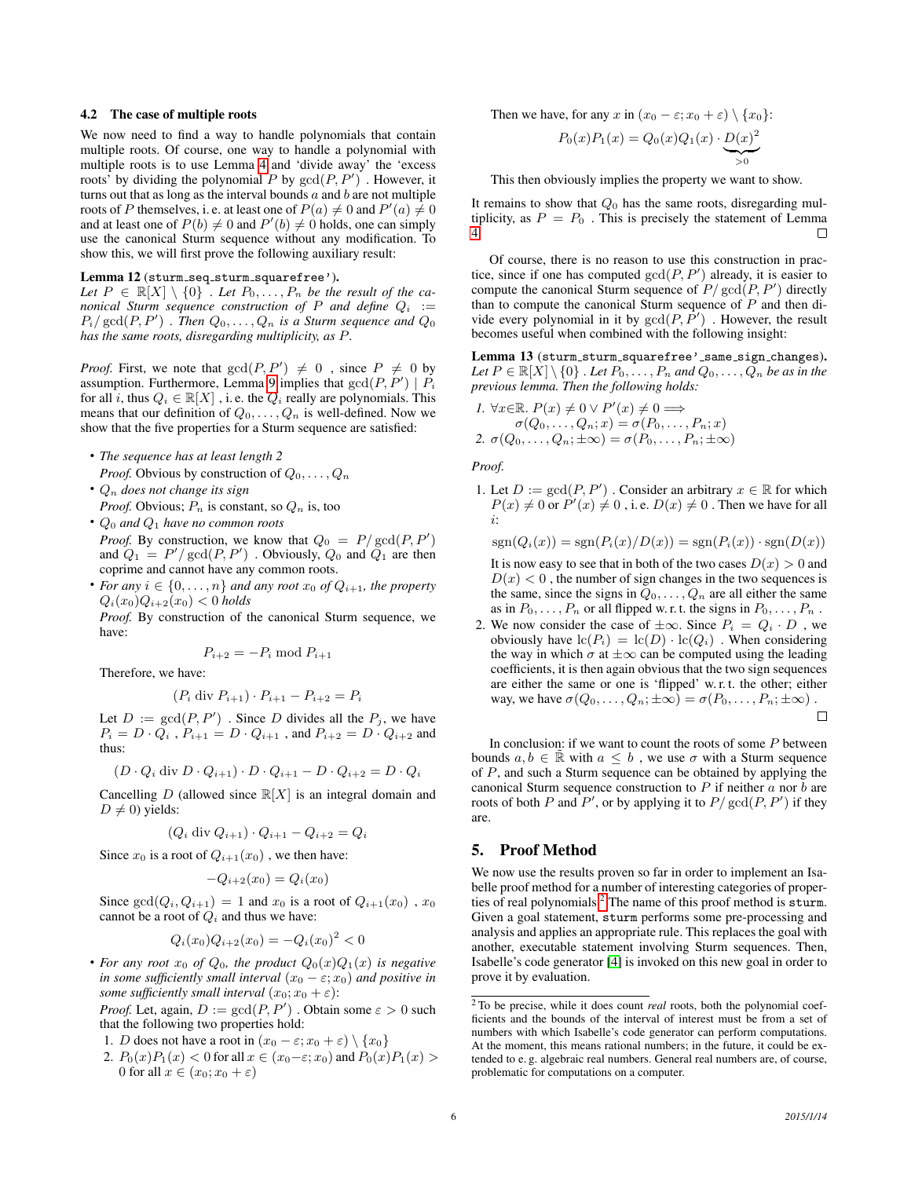### 4.2 The case of multiple roots

We now need to find a way to handle polynomials that contain multiple roots. Of course, one way to handle a polynomial with multiple roots is to use Lemma 4 and 'divide away' the 'excess roots' by dividing the polynomial $P$ by $\gcd(P, P')$. However, it turns out that as long as the interval bounds $a$ and $b$ are not multiple roots of $P$ themselves, i. e. at least one of $P(a) \neq 0$ and $P'(a) \neq 0$ and at least one of $P(b) \neq 0$ and $P'(b) \neq 0$ holds, one can simply use the canonical Sturm sequence without any modification. To show this, we will first prove the following auxiliary result:

**Lemma 12** (`sturm_seq_sturm_squarefree'`).
*Let $P \in \mathbb{R}[X] \setminus \{0\}$ . Let $P_0, \ldots, P_n$ be the result of the canonical Sturm sequence construction of $P$ and define $Q_i := P_i / \gcd(P, P')$ . Then $Q_0, \ldots, Q_n$ is a Sturm sequence and $Q_0$ has the same roots, disregarding multiplicity, as $P$.*

*Proof.* First, we note that $\gcd(P, P') \neq 0$ , since $P \neq 0$ by assumption. Furthermore, Lemma 9 implies that $\gcd(P, P') \mid P_i$ for all $i$, thus $Q_i \in \mathbb{R}[X]$ , i. e. the $Q_i$ really are polynomials. This means that our definition of $Q_0, \ldots, Q_n$ is well-defined. Now we show that the five properties for a Sturm sequence are satisfied:

- *The sequence has at least length 2*
  *Proof.* Obvious by construction of $Q_0, \ldots, Q_n$
- *$Q_n$ does not change its sign*
  *Proof.* Obvious; $P_n$ is constant, so $Q_n$ is, too
- *$Q_0$ and $Q_1$ have no common roots*
  *Proof.* By construction, we know that $Q_0 = P / \gcd(P, P')$ and $Q_1 = P' / \gcd(P, P')$ . Obviously, $Q_0$ and $Q_1$ are then coprime and cannot have any common roots.
- *For any $i \in \{0, \ldots, n\}$ and any root $x_0$ of $Q_{i+1}$, the property $Q_i(x_0)Q_{i+2}(x_0) < 0$ holds*
  *Proof.* By construction of the canonical Sturm sequence, we have:
  $$P_{i+2} = -P_i \bmod P_{i+1}$$
  Therefore, we have:
  $$(P_i \operatorname{div} P_{i+1}) \cdot P_{i+1} - P_{i+2} = P_i$$
  Let $D := \gcd(P, P')$ . Since $D$ divides all the $P_j$, we have $P_i = D \cdot Q_i$ , $P_{i+1} = D \cdot Q_{i+1}$ , and $P_{i+2} = D \cdot Q_{i+2}$ and thus:
  $$(D \cdot Q_i \operatorname{div} D \cdot Q_{i+1}) \cdot D \cdot Q_{i+1} - D \cdot Q_{i+2} = D \cdot Q_i$$
  Cancelling $D$ (allowed since $\mathbb{R}[X]$ is an integral domain and $D \neq 0$) yields:
  $$(Q_i \operatorname{div} Q_{i+1}) \cdot Q_{i+1} - Q_{i+2} = Q_i$$
  Since $x_0$ is a root of $Q_{i+1}(x_0)$ , we then have:
  $$-Q_{i+2}(x_0) = Q_i(x_0)$$
  Since $\gcd(Q_i, Q_{i+1}) = 1$ and $x_0$ is a root of $Q_{i+1}(x_0)$ , $x_0$ cannot be a root of $Q_i$ and thus we have:
  $$Q_i(x_0)Q_{i+2}(x_0) = -Q_i(x_0)^2 < 0$$
- *For any root $x_0$ of $Q_0$, the product $Q_0(x)Q_1(x)$ is negative in some sufficiently small interval $(x_0 - \varepsilon; x_0)$ and positive in some sufficiently small interval $(x_0; x_0 + \varepsilon)$:*
  *Proof.* Let, again, $D := \gcd(P, P')$ . Obtain some $\varepsilon > 0$ such that the following two properties hold:
  1. $D$ does not have a root in $(x_0 - \varepsilon; x_0 + \varepsilon) \setminus \{x_0\}$
  2. $P_0(x)P_1(x) < 0$ for all $x \in (x_0 - \varepsilon; x_0)$ and $P_0(x)P_1(x) > 0$ for all $x \in (x_0; x_0 + \varepsilon)$

  Then we have, for any $x$ in $(x_0 - \varepsilon; x_0 + \varepsilon) \setminus \{x_0\}$:
  $$P_0(x)P_1(x) = Q_0(x)Q_1(x) \cdot \underbrace{D(x)^2}_{>0}$$
  This then obviously implies the property we want to show.

It remains to show that $Q_0$ has the same roots, disregarding multiplicity, as $P = P_0$ . This is precisely the statement of Lemma 4. □

Of course, there is no reason to use this construction in practice, since if one has computed $\gcd(P, P')$ already, it is easier to compute the canonical Sturm sequence of $P / \gcd(P, P')$ directly than to compute the canonical Sturm sequence of $P$ and then divide every polynomial in it by $\gcd(P, P')$ . However, the result becomes useful when combined with the following insight:

**Lemma 13** (`sturm_sturm_squarefree'_same_sign_changes`).
*Let $P \in \mathbb{R}[X] \setminus \{0\}$ . Let $P_0, \ldots, P_n$ and $Q_0, \ldots, Q_n$ be as in the previous lemma. Then the following holds:*

1. *$\forall x \in \mathbb{R}.\ P(x) \neq 0 \vee P'(x) \neq 0 \Longrightarrow \sigma(Q_0, \ldots, Q_n; x) = \sigma(P_0, \ldots, P_n; x)$*
2. *$\sigma(Q_0, \ldots, Q_n; \pm\infty) = \sigma(P_0, \ldots, P_n; \pm\infty)$*

*Proof.*

1. Let $D := \gcd(P, P')$ . Consider an arbitrary $x \in \mathbb{R}$ for which $P(x) \neq 0$ or $P'(x) \neq 0$ , i. e. $D(x) \neq 0$ . Then we have for all $i$:
   $$\operatorname{sgn}(Q_i(x)) = \operatorname{sgn}(P_i(x)/D(x)) = \operatorname{sgn}(P_i(x)) \cdot \operatorname{sgn}(D(x))$$
   It is now easy to see that in both of the two cases $D(x) > 0$ and $D(x) < 0$ , the number of sign changes in the two sequences is the same, since the signs in $Q_0, \ldots, Q_n$ are all either the same as in $P_0, \ldots, P_n$ or all flipped w. r. t. the signs in $P_0, \ldots, P_n$ .
2. We now consider the case of $\pm\infty$. Since $P_i = Q_i \cdot D$ , we obviously have $\operatorname{lc}(P_i) = \operatorname{lc}(D) \cdot \operatorname{lc}(Q_i)$ . When considering the way in which $\sigma$ at $\pm\infty$ can be computed using the leading coefficients, it is then again obvious that the two sign sequences are either the same or one is 'flipped' w. r. t. the other; either way, we have $\sigma(Q_0, \ldots, Q_n; \pm\infty) = \sigma(P_0, \ldots, P_n; \pm\infty)$ .

□

In conclusion: if we want to count the roots of some $P$ between bounds $a, b \in \bar{\mathbb{R}}$ with $a \leq b$ , we use $\sigma$ with a Sturm sequence of $P$, and such a Sturm sequence can be obtained by applying the canonical Sturm sequence construction to $P$ if neither $a$ nor $b$ are roots of both $P$ and $P'$, or by applying it to $P / \gcd(P, P')$ if they are.

## 5. Proof Method

We now use the results proven so far in order to implement an Isabelle proof method for a number of interesting categories of properties of real polynomials.[2] The name of this proof method is `sturm`. Given a goal statement, `sturm` performs some pre-processing and analysis and applies an appropriate rule. This replaces the goal with another, executable statement involving Sturm sequences. Then, Isabelle's code generator [4] is invoked on this new goal in order to prove it by evaluation.

[2] To be precise, while it does count *real* roots, both the polynomial coefficients and the bounds of the interval of interest must be from a set of numbers with which Isabelle's code generator can perform computations. At the moment, this means rational numbers; in the future, it could be extended to e. g. algebraic real numbers. General real numbers are, of course, problematic for computations on a computer.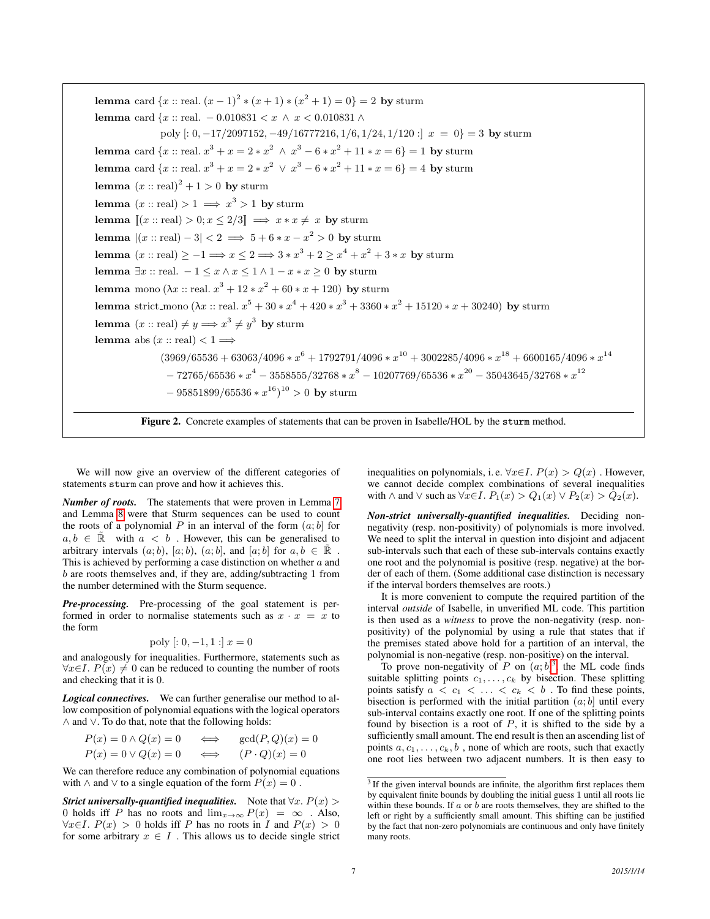**lemma** card $\{x :: \text{real}.\ (x-1)^2 * (x+1) * (x^2+1) = 0\} = 2$ **by** sturm

**lemma** card $\{x :: \text{real}.\ -0.010831 < x \ \wedge\ x < 0.010831\ \wedge$
$\quad\quad \text{poly}\ [:\, 0, -17/2097152, -49/16777216, 1/6, 1/24, 1/120 \,:]\ x\ =\ 0\} = 3$ **by** sturm

**lemma** card $\{x :: \text{real}.\ x^3 + x = 2 * x^2\ \wedge\ x^3 - 6 * x^2 + 11 * x = 6\} = 1$ **by** sturm

**lemma** card $\{x :: \text{real}.\ x^3 + x = 2 * x^2\ \vee\ x^3 - 6 * x^2 + 11 * x = 6\} = 4$ **by** sturm

**lemma** $(x :: \text{real})^2 + 1 > 0$ **by** sturm

**lemma** $(x :: \text{real}) > 1 \implies x^3 > 1$ **by** sturm

**lemma** $[\![(x :: \text{real}) > 0; x \le 2/3]\!] \implies x * x \ne\ x$ **by** sturm

**lemma** $|(x :: \text{real}) - 3| < 2 \implies 5 + 6 * x - x^2 > 0$ **by** sturm

**lemma** $(x :: \text{real}) \ge -1 \Longrightarrow x \le 2 \Longrightarrow 3 * x^3 + 2 \ge x^4 + x^2 + 3 * x$ **by** sturm

**lemma** $\exists x :: \text{real}.\ -1 \le x \wedge x \le 1 \wedge 1 - x * x \ge 0$ **by** sturm

**lemma** mono $(\lambda x :: \text{real}.\ x^3 + 12 * x^2 + 60 * x + 120)$ **by** sturm

**lemma** strict_mono $(\lambda x :: \text{real}.\ x^5 + 30 * x^4 + 420 * x^3 + 3360 * x^2 + 15120 * x + 30240)$ **by** sturm

**lemma** $(x :: \text{real}) \ne y \Longrightarrow x^3 \ne y^3$ **by** sturm

**lemma** abs $(x :: \text{real}) < 1 \Longrightarrow$

$$(3969/65536 + 63063/4096 * x^6 + 1792791/4096 * x^{10} + 3002285/4096 * x^{18} + 6600165/4096 * x^{14}$$
$$- 72765/65536 * x^4 - 3558555/32768 * x^8 - 10207769/65536 * x^{20} - 35043645/32768 * x^{12}$$
$$- 95851899/65536 * x^{16})^{10} > 0 \textbf{ by sturm}$$

**Figure 2.** Concrete examples of statements that can be proven in Isabelle/HOL by the `sturm` method.

We will now give an overview of the different categories of statements `sturm` can prove and how it achieves this.

***Number of roots.*** The statements that were proven in Lemma 7 and Lemma 8 were that Sturm sequences can be used to count the roots of a polynomial $P$ in an interval of the form $(a;b]$ for $a, b \in \mathbb{R}$ with $a < b$ . However, this can be generalised to arbitrary intervals $(a;b)$, $[a;b)$, $(a;b]$, and $[a;b]$ for $a, b \in \bar{\mathbb{R}}$ . This is achieved by performing a case distinction on whether $a$ and $b$ are roots themselves and, if they are, adding/subtracting 1 from the number determined with the Sturm sequence.

***Pre-processing.*** Pre-processing of the goal statement is performed in order to normalise statements such as $x \cdot x = x$ to the form

$$\text{poly}\ [:\, 0, -1, 1 \,:]\ x = 0$$

and analogously for inequalities. Furthermore, statements such as $\forall x{\in}I.\ P(x) \ne 0$ can be reduced to counting the number of roots and checking that it is 0.

***Logical connectives.*** We can further generalise our method to allow composition of polynomial equations with the logical operators $\wedge$ and $\vee$. To do that, note that the following holds:

$$P(x) = 0 \wedge Q(x) = 0 \quad\iff\quad \gcd(P, Q)(x) = 0$$
$$P(x) = 0 \vee Q(x) = 0 \quad\iff\quad (P \cdot Q)(x) = 0$$

We can therefore reduce any combination of polynomial equations with $\wedge$ and $\vee$ to a single equation of the form $P(x) = 0$ .

***Strict universally-quantified inequalities.*** Note that $\forall x.\ P(x) > 0$ holds iff $P$ has no roots and $\lim_{x\to\infty} P(x) = \infty$ . Also, $\forall x{\in}I.\ P(x) > 0$ holds iff $P$ has no roots in $I$ and $P(x) > 0$ for some arbitrary $x \in I$ . This allows us to decide single strict inequalities on polynomials, i. e. $\forall x{\in}I.\ P(x) > Q(x)$ . However, we cannot decide complex combinations of several inequalities with $\wedge$ and $\vee$ such as $\forall x{\in}I.\ P_1(x) > Q_1(x) \vee P_2(x) > Q_2(x)$.

***Non-strict universally-quantified inequalities.*** Deciding non-negativity (resp. non-positivity) of polynomials is more involved. We need to split the interval in question into disjoint and adjacent sub-intervals such that each of these sub-intervals contains exactly one root and the polynomial is positive (resp. negative) at the border of each of them. (Some additional case distinction is necessary if the interval borders themselves are roots.)

It is more convenient to compute the required partition of the interval *outside* of Isabelle, in unverified ML code. This partition is then used as a *witness* to prove the non-negativity (resp. non-positivity) of the polynomial by using a rule that states that if the premises stated above hold for a partition of an interval, the polynomial is non-negative (resp. non-positive) on the interval.

To prove non-negativity of $P$ on $(a;b]$[3], the ML code finds suitable splitting points $c_1, \ldots, c_k$ by bisection. These splitting points satisfy $a < c_1 < \ldots < c_k < b$ . To find these points, bisection is performed with the initial partition $(a;b]$ until every sub-interval contains exactly one root. If one of the splitting points found by bisection is a root of $P$, it is shifted to the side by a sufficiently small amount. The end result is then an ascending list of points $a, c_1, \ldots, c_k, b$ , none of which are roots, such that exactly one root lies between two adjacent numbers. It is then easy to

[3] If the given interval bounds are infinite, the algorithm first replaces them by equivalent finite bounds by doubling the initial guess 1 until all roots lie within these bounds. If $a$ or $b$ are roots themselves, they are shifted to the left or right by a sufficiently small amount. This shifting can be justified by the fact that non-zero polynomials are continuous and only have finitely many roots.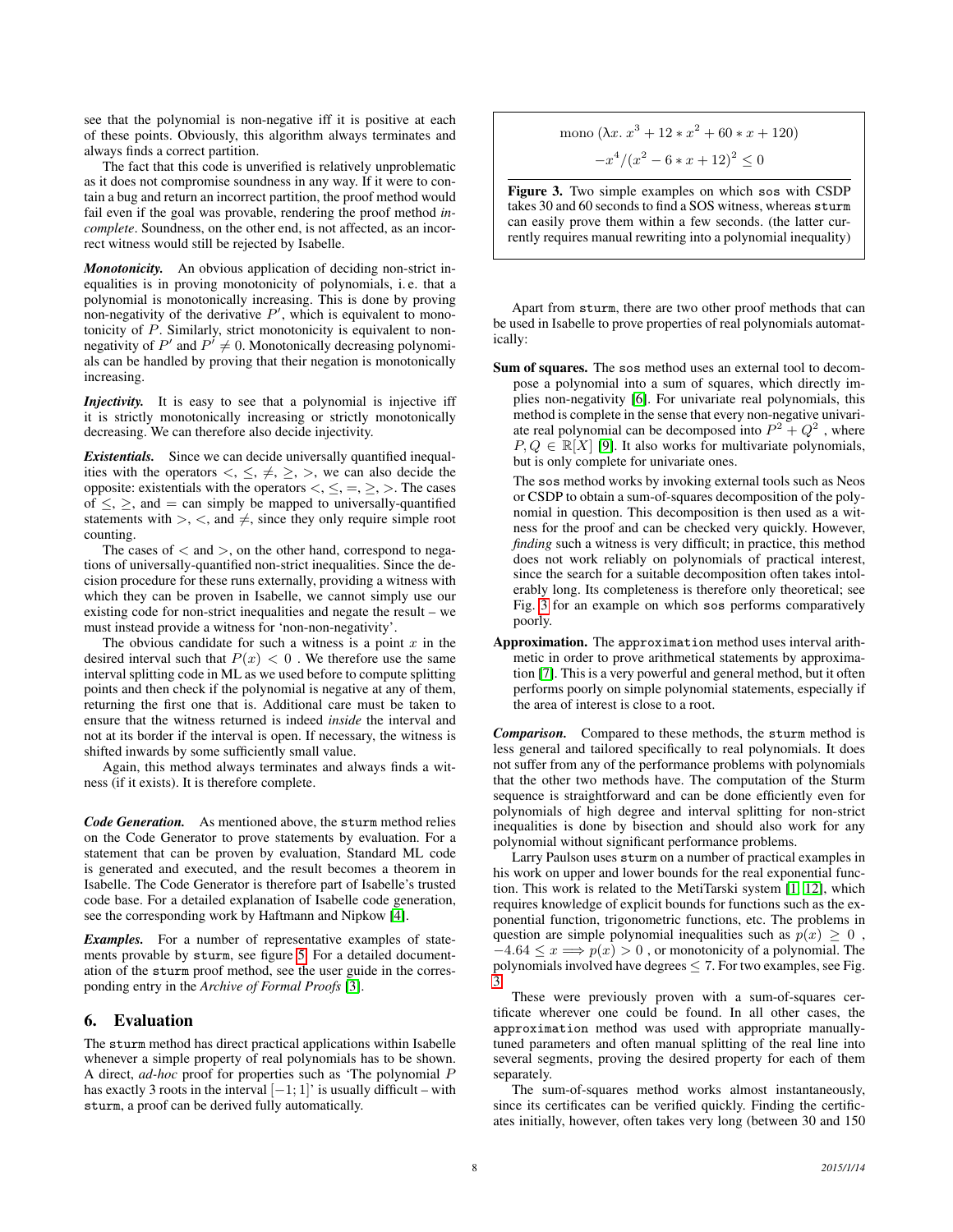see that the polynomial is non-negative iff it is positive at each of these points. Obviously, this algorithm always terminates and always finds a correct partition.

The fact that this code is unverified is relatively unproblematic as it does not compromise soundness in any way. If it were to contain a bug and return an incorrect partition, the proof method would fail even if the goal was provable, rendering the proof method *incomplete*. Soundness, on the other end, is not affected, as an incorrect witness would still be rejected by Isabelle.

***Monotonicity.*** An obvious application of deciding non-strict inequalities is in proving monotonicity of polynomials, i. e. that a polynomial is monotonically increasing. This is done by proving non-negativity of the derivative $P'$, which is equivalent to monotonicity of $P$. Similarly, strict monotonicity is equivalent to non-negativity of $P'$ and $P' \neq 0$. Monotonically decreasing polynomials can be handled by proving that their negation is monotonically increasing.

***Injectivity.*** It is easy to see that a polynomial is injective iff it is strictly monotonically increasing or strictly monotonically decreasing. We can therefore also decide injectivity.

***Existentials.*** Since we can decide universally quantified inequalities with the operators $<, \leq, \neq, \geq, >$, we can also decide the opposite: existentials with the operators $<, \leq, =, \geq, >$. The cases of $\leq, \geq$, and $=$ can simply be mapped to universally-quantified statements with $>, <$, and $\neq$, since they only require simple root counting.

The cases of $<$ and $>$, on the other hand, correspond to negations of universally-quantified non-strict inequalities. Since the decision procedure for these runs externally, providing a witness with which they can be proven in Isabelle, we cannot simply use our existing code for non-strict inequalities and negate the result – we must instead provide a witness for 'non-non-negativity'.

The obvious candidate for such a witness is a point $x$ in the desired interval such that $P(x) < 0$ . We therefore use the same interval splitting code in ML as we used before to compute splitting points and then check if the polynomial is negative at any of them, returning the first one that is. Additional care must be taken to ensure that the witness returned is indeed *inside* the interval and not at its border if the interval is open. If necessary, the witness is shifted inwards by some sufficiently small value.

Again, this method always terminates and always finds a witness (if it exists). It is therefore complete.

***Code Generation.*** As mentioned above, the `sturm` method relies on the Code Generator to prove statements by evaluation. For a statement that can be proven by evaluation, Standard ML code is generated and executed, and the result becomes a theorem in Isabelle. The Code Generator is therefore part of Isabelle's trusted code base. For a detailed explanation of Isabelle code generation, see the corresponding work by Haftmann and Nipkow [4].

***Examples.*** For a number of representative examples of statements provable by `sturm`, see figure 5. For a detailed documentation of the `sturm` proof method, see the user guide in the corresponding entry in the *Archive of Formal Proofs* [3].

## 6. Evaluation

The `sturm` method has direct practical applications within Isabelle whenever a simple property of real polynomials has to be shown. A direct, *ad-hoc* proof for properties such as 'The polynomial $P$ has exactly 3 roots in the interval $[-1; 1]$' is usually difficult – with `sturm`, a proof can be derived fully automatically.

$$\text{mono } (\lambda x.\ x^3 + 12 * x^2 + 60 * x + 120)$$

$$-x^4/(x^2 - 6 * x + 12)^2 \leq 0$$

**Figure 3.** Two simple examples on which `sos` with CSDP takes 30 and 60 seconds to find a SOS witness, whereas `sturm` can easily prove them within a few seconds. (the latter currently requires manual rewriting into a polynomial inequality)

Apart from `sturm`, there are two other proof methods that can be used in Isabelle to prove properties of real polynomials automatically:

**Sum of squares.** The `sos` method uses an external tool to decompose a polynomial into a sum of squares, which directly implies non-negativity [6]. For univariate real polynomials, this method is complete in the sense that every non-negative univariate real polynomial can be decomposed into $P^2 + Q^2$ , where $P, Q \in \mathbb{R}[X]$ [9]. It also works for multivariate polynomials, but is only complete for univariate ones.

The `sos` method works by invoking external tools such as Neos or CSDP to obtain a sum-of-squares decomposition of the polynomial in question. This decomposition is then used as a witness for the proof and can be checked very quickly. However, *finding* such a witness is very difficult; in practice, this method does not work reliably on polynomials of practical interest, since the search for a suitable decomposition often takes intolerably long. Its completeness is therefore only theoretical; see Fig. 3 for an example on which `sos` performs comparatively poorly.

**Approximation.** The `approximation` method uses interval arithmetic in order to prove arithmetical statements by approximation [7]. This is a very powerful and general method, but it often performs poorly on simple polynomial statements, especially if the area of interest is close to a root.

***Comparison.*** Compared to these methods, the `sturm` method is less general and tailored specifically to real polynomials. It does not suffer from any of the performance problems with polynomials that the other two methods have. The computation of the Sturm sequence is straightforward and can be done efficiently even for polynomials of high degree and interval splitting for non-strict inequalities is done by bisection and should also work for any polynomial without significant performance problems.

Larry Paulson uses `sturm` on a number of practical examples in his work on upper and lower bounds for the real exponential function. This work is related to the MetiTarski system [1, 12], which requires knowledge of explicit bounds for functions such as the exponential function, trigonometric functions, etc. The problems in question are simple polynomial inequalities such as $p(x) \geq 0$ , $-4.64 \leq x \Longrightarrow p(x) > 0$ , or monotonicity of a polynomial. The polynomials involved have degrees $\leq 7$. For two examples, see Fig. 3.

These were previously proven with a sum-of-squares certificate wherever one could be found. In all other cases, the `approximation` method was used with appropriate manually-tuned parameters and often manual splitting of the real line into several segments, proving the desired property for each of them separately.

The sum-of-squares method works almost instantaneously, since its certificates can be verified quickly. Finding the certificates initially, however, often takes very long (between 30 and 150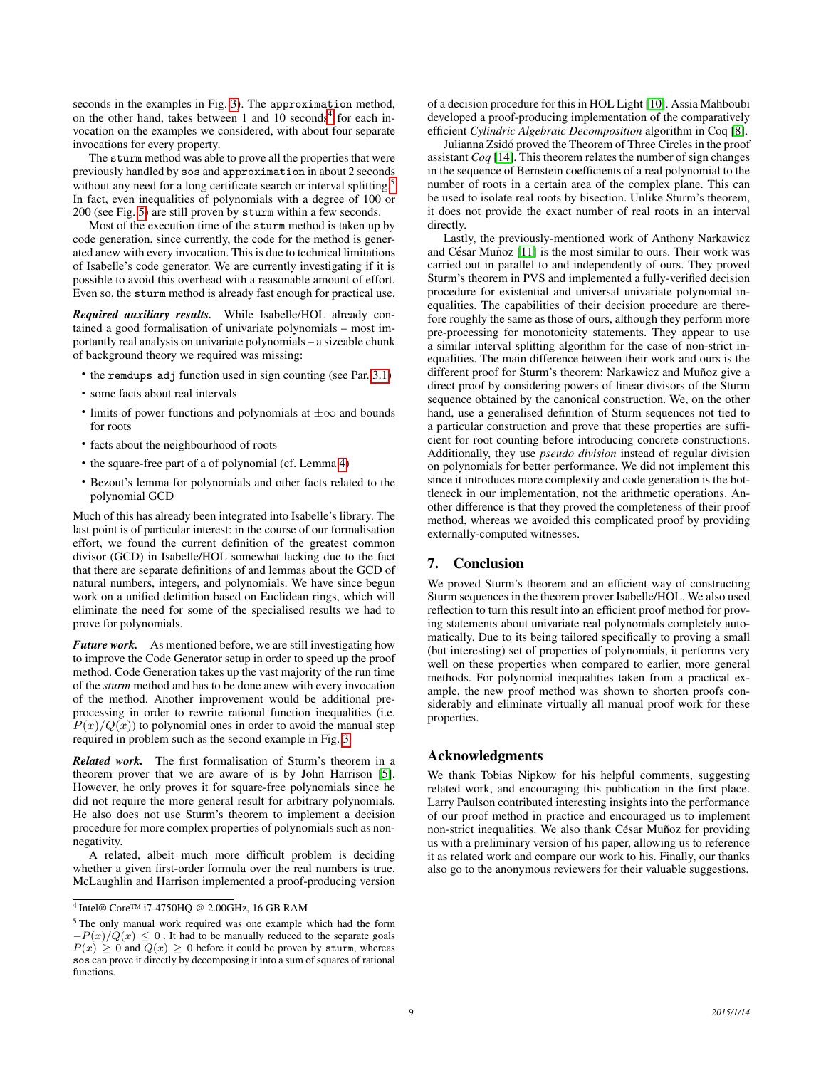seconds in the examples in Fig. 3). The `approximation` method, on the other hand, takes between 1 and 10 seconds[4] for each invocation on the examples we considered, with about four separate invocations for every property.

The `sturm` method was able to prove all the properties that were previously handled by `sos` and `approximation` in about 2 seconds without any need for a long certificate search or interval splitting.[5] In fact, even inequalities of polynomials with a degree of 100 or 200 (see Fig. 5) are still proven by `sturm` within a few seconds.

Most of the execution time of the `sturm` method is taken up by code generation, since currently, the code for the method is generated anew with every invocation. This is due to technical limitations of Isabelle's code generator. We are currently investigating if it is possible to avoid this overhead with a reasonable amount of effort. Even so, the `sturm` method is already fast enough for practical use.

***Required auxiliary results.*** While Isabelle/HOL already contained a good formalisation of univariate polynomials – most importantly real analysis on univariate polynomials – a sizeable chunk of background theory we required was missing:

- the `remdups_adj` function used in sign counting (see Par. 3.1)
- some facts about real intervals
- limits of power functions and polynomials at $\pm\infty$ and bounds for roots
- facts about the neighbourhood of roots
- the square-free part of a of polynomial (cf. Lemma 4)
- Bezout's lemma for polynomials and other facts related to the polynomial GCD

Much of this has already been integrated into Isabelle's library. The last point is of particular interest: in the course of our formalisation effort, we found the current definition of the greatest common divisor (GCD) in Isabelle/HOL somewhat lacking due to the fact that there are separate definitions of and lemmas about the GCD of natural numbers, integers, and polynomials. We have since begun work on a unified definition based on Euclidean rings, which will eliminate the need for some of the specialised results we had to prove for polynomials.

***Future work.*** As mentioned before, we are still investigating how to improve the Code Generator setup in order to speed up the proof method. Code Generation takes up the vast majority of the run time of the *sturm* method and has to be done anew with every invocation of the method. Another improvement would be additional preprocessing in order to rewrite rational function inequalities (i.e. $P(x)/Q(x)$) to polynomial ones in order to avoid the manual step required in problem such as the second example in Fig. 3.

***Related work.*** The first formalisation of Sturm's theorem in a theorem prover that we are aware of is by John Harrison [5]. However, he only proves it for square-free polynomials since he did not require the more general result for arbitrary polynomials. He also does not use Sturm's theorem to implement a decision procedure for more complex properties of polynomials such as non-negativity.

A related, albeit much more difficult problem is deciding whether a given first-order formula over the real numbers is true. McLaughlin and Harrison implemented a proof-producing version of a decision procedure for this in HOL Light [10]. Assia Mahboubi developed a proof-producing implementation of the comparatively efficient *Cylindric Algebraic Decomposition* algorithm in Coq [8].

Julianna Zsidó proved the Theorem of Three Circles in the proof assistant *Coq* [14]. This theorem relates the number of sign changes in the sequence of Bernstein coefficients of a real polynomial to the number of roots in a certain area of the complex plane. This can be used to isolate real roots by bisection. Unlike Sturm's theorem, it does not provide the exact number of real roots in an interval directly.

Lastly, the previously-mentioned work of Anthony Narkawicz and César Muñoz [11] is the most similar to ours. Their work was carried out in parallel to and independently of ours. They proved Sturm's theorem in PVS and implemented a fully-verified decision procedure for existential and universal univariate polynomial inequalities. The capabilities of their decision procedure are therefore roughly the same as those of ours, although they perform more pre-processing for monotonicity statements. They appear to use a similar interval splitting algorithm for the case of non-strict inequalities. The main difference between their work and ours is the different proof for Sturm's theorem: Narkawicz and Muñoz give a direct proof by considering powers of linear divisors of the Sturm sequence obtained by the canonical construction. We, on the other hand, use a generalised definition of Sturm sequences not tied to a particular construction and prove that these properties are sufficient for root counting before introducing concrete constructions. Additionally, they use *pseudo division* instead of regular division on polynomials for better performance. We did not implement this since it introduces more complexity and code generation is the bottleneck in our implementation, not the arithmetic operations. Another difference is that they proved the completeness of their proof method, whereas we avoided this complicated proof by providing externally-computed witnesses.

## 7. Conclusion

We proved Sturm's theorem and an efficient way of constructing Sturm sequences in the theorem prover Isabelle/HOL. We also used reflection to turn this result into an efficient proof method for proving statements about univariate real polynomials completely automatically. Due to its being tailored specifically to proving a small (but interesting) set of properties of polynomials, it performs very well on these properties when compared to earlier, more general methods. For polynomial inequalities taken from a practical example, the new proof method was shown to shorten proofs considerably and eliminate virtually all manual proof work for these properties.

## Acknowledgments

We thank Tobias Nipkow for his helpful comments, suggesting related work, and encouraging this publication in the first place. Larry Paulson contributed interesting insights into the performance of our proof method in practice and encouraged us to implement non-strict inequalities. We also thank César Muñoz for providing us with a preliminary version of his paper, allowing us to reference it as related work and compare our work to his. Finally, our thanks also go to the anonymous reviewers for their valuable suggestions.

---

[4] Intel® Core™ i7-4750HQ @ 2.00GHz, 16 GB RAM

[5] The only manual work required was one example which had the form $-P(x)/Q(x) \leq 0$. It had to be manually reduced to the separate goals $P(x) \geq 0$ and $Q(x) \geq 0$ before it could be proven by `sturm`, whereas `sos` can prove it directly by decomposing it into a sum of squares of rational functions.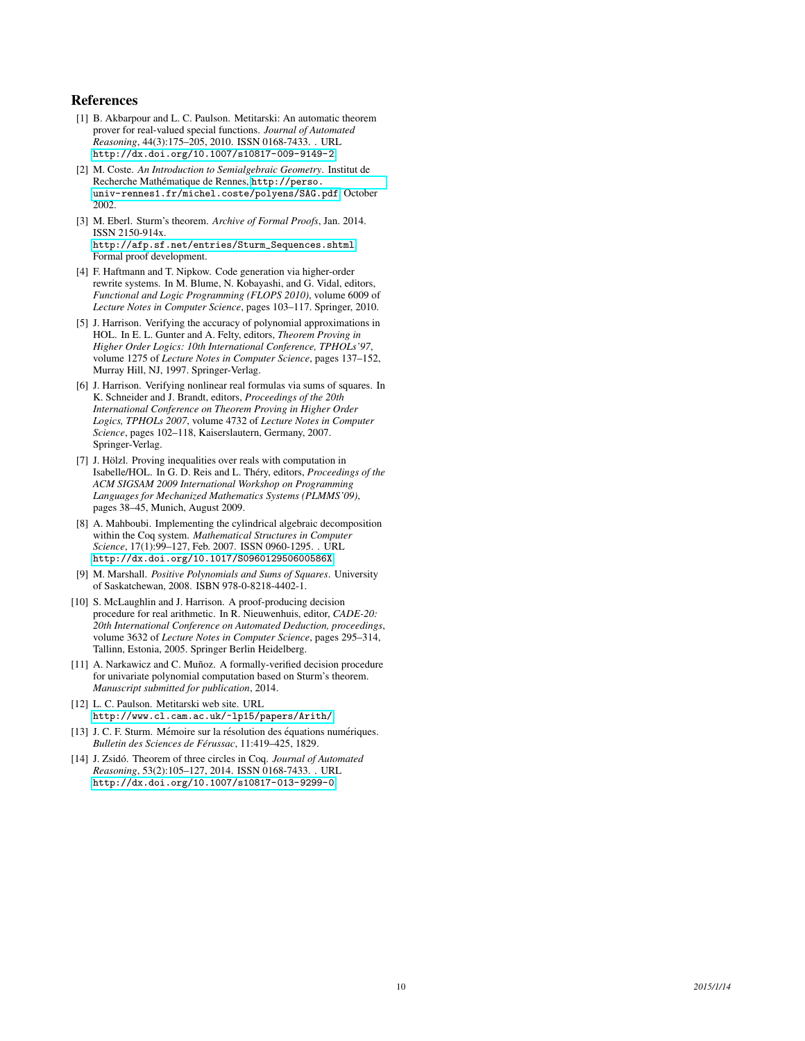## References

[1] B. Akbarpour and L. C. Paulson. Metitarski: An automatic theorem prover for real-valued special functions. *Journal of Automated Reasoning*, 44(3):175–205, 2010. ISSN 0168-7433. . URL http://dx.doi.org/10.1007/s10817-009-9149-2.

[2] M. Coste. *An Introduction to Semialgebraic Geometry*. Institut de Recherche Mathématique de Rennes, http://perso.univ-rennes1.fr/michel.coste/polyens/SAG.pdf, October 2002.

[3] M. Eberl. Sturm's theorem. *Archive of Formal Proofs*, Jan. 2014. ISSN 2150-914x. http://afp.sf.net/entries/Sturm_Sequences.shtml, Formal proof development.

[4] F. Haftmann and T. Nipkow. Code generation via higher-order rewrite systems. In M. Blume, N. Kobayashi, and G. Vidal, editors, *Functional and Logic Programming (FLOPS 2010)*, volume 6009 of *Lecture Notes in Computer Science*, pages 103–117. Springer, 2010.

[5] J. Harrison. Verifying the accuracy of polynomial approximations in HOL. In E. L. Gunter and A. Felty, editors, *Theorem Proving in Higher Order Logics: 10th International Conference, TPHOLs'97*, volume 1275 of *Lecture Notes in Computer Science*, pages 137–152, Murray Hill, NJ, 1997. Springer-Verlag.

[6] J. Harrison. Verifying nonlinear real formulas via sums of squares. In K. Schneider and J. Brandt, editors, *Proceedings of the 20th International Conference on Theorem Proving in Higher Order Logics, TPHOLs 2007*, volume 4732 of *Lecture Notes in Computer Science*, pages 102–118, Kaiserslautern, Germany, 2007. Springer-Verlag.

[7] J. Hölzl. Proving inequalities over reals with computation in Isabelle/HOL. In G. D. Reis and L. Théry, editors, *Proceedings of the ACM SIGSAM 2009 International Workshop on Programming Languages for Mechanized Mathematics Systems (PLMMS'09)*, pages 38–45, Munich, August 2009.

[8] A. Mahboubi. Implementing the cylindrical algebraic decomposition within the Coq system. *Mathematical Structures in Computer Science*, 17(1):99–127, Feb. 2007. ISSN 0960-1295. . URL http://dx.doi.org/10.1017/S096012950600586X.

[9] M. Marshall. *Positive Polynomials and Sums of Squares*. University of Saskatchewan, 2008. ISBN 978-0-8218-4402-1.

[10] S. McLaughlin and J. Harrison. A proof-producing decision procedure for real arithmetic. In R. Nieuwenhuis, editor, *CADE-20: 20th International Conference on Automated Deduction, proceedings*, volume 3632 of *Lecture Notes in Computer Science*, pages 295–314, Tallinn, Estonia, 2005. Springer Berlin Heidelberg.

[11] A. Narkawicz and C. Muñoz. A formally-verified decision procedure for univariate polynomial computation based on Sturm's theorem. *Manuscript submitted for publication*, 2014.

[12] L. C. Paulson. Metitarski web site. URL http://www.cl.cam.ac.uk/~lp15/papers/Arith/.

[13] J. C. F. Sturm. Mémoire sur la résolution des équations numériques. *Bulletin des Sciences de Férussac*, 11:419–425, 1829.

[14] J. Zsidó. Theorem of three circles in Coq. *Journal of Automated Reasoning*, 53(2):105–127, 2014. ISSN 0168-7433. . URL http://dx.doi.org/10.1007/s10817-013-9299-0.